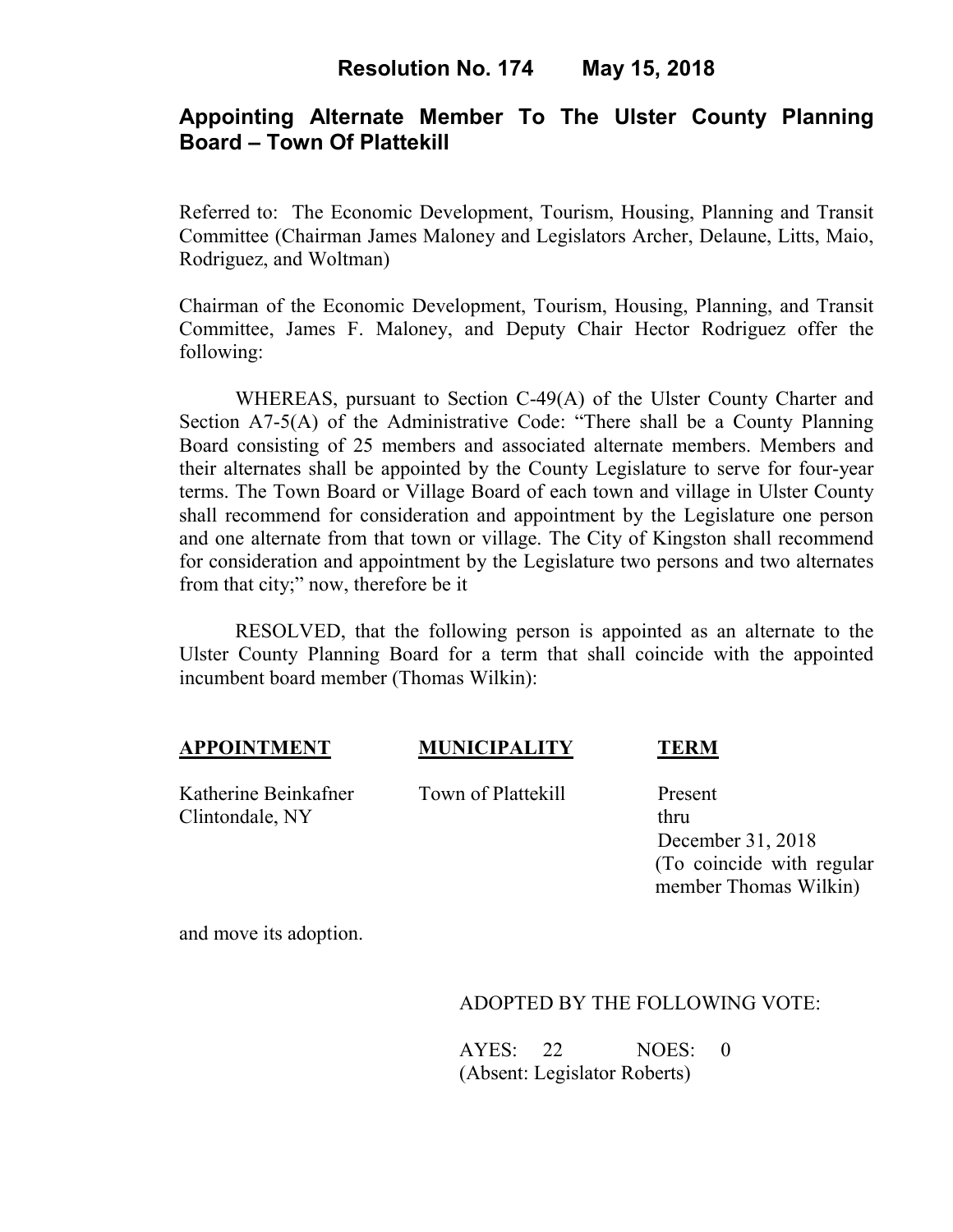# Resolution No. 174 May 15, 2018

## Appointing Alternate Member To The Ulster County Planning Board – Town Of Plattekill

Referred to: The Economic Development, Tourism, Housing, Planning and Transit Committee (Chairman James Maloney and Legislators Archer, Delaune, Litts, Maio, Rodriguez, and Woltman)

Chairman of the Economic Development, Tourism, Housing, Planning, and Transit Committee, James F. Maloney, and Deputy Chair Hector Rodriguez offer the following:

WHEREAS, pursuant to Section C-49(A) of the Ulster County Charter and Section A7-5(A) of the Administrative Code: "There shall be a County Planning Board consisting of 25 members and associated alternate members. Members and their alternates shall be appointed by the County Legislature to serve for four-year terms. The Town Board or Village Board of each town and village in Ulster County shall recommend for consideration and appointment by the Legislature one person and one alternate from that town or village. The City of Kingston shall recommend for consideration and appointment by the Legislature two persons and two alternates from that city;" now, therefore be it

RESOLVED, that the following person is appointed as an alternate to the Ulster County Planning Board for a term that shall coincide with the appointed incumbent board member (Thomas Wilkin):

| **APPOINTMENT** | **MUNICIPALITY** | **TERM** |
|---|---|---|
| Katherine Beinkafner<br>Clintondale, NY | Town of Plattekill | Present thru December 31, 2018 (To coincide with regular member Thomas Wilkin) |

and move its adoption.

ADOPTED BY THE FOLLOWING VOTE:

AYES: 22 NOES: 0
(Absent: Legislator Roberts)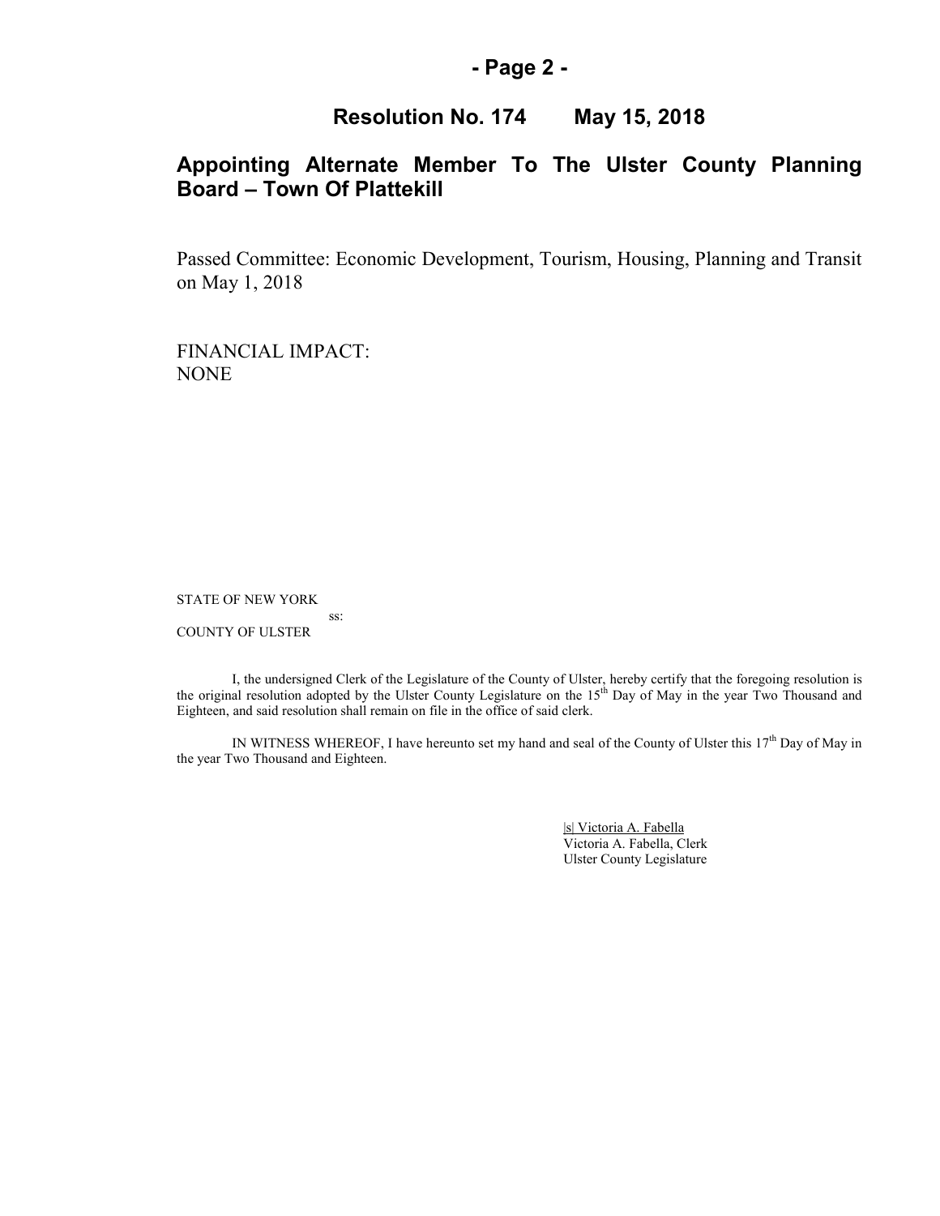## Resolution No. 174 May 15, 2018

## Appointing Alternate Member To The Ulster County Planning Board – Town Of Plattekill

Passed Committee: Economic Development, Tourism, Housing, Planning and Transit on May 1, 2018

FINANCIAL IMPACT:
NONE

STATE OF NEW YORK
ss:
COUNTY OF ULSTER

I, the undersigned Clerk of the Legislature of the County of Ulster, hereby certify that the foregoing resolution is the original resolution adopted by the Ulster County Legislature on the 15th Day of May in the year Two Thousand and Eighteen, and said resolution shall remain on file in the office of said clerk.

IN WITNESS WHEREOF, I have hereunto set my hand and seal of the County of Ulster this 17th Day of May in the year Two Thousand and Eighteen.

|s| Victoria A. Fabella
Victoria A. Fabella, Clerk
Ulster County Legislature